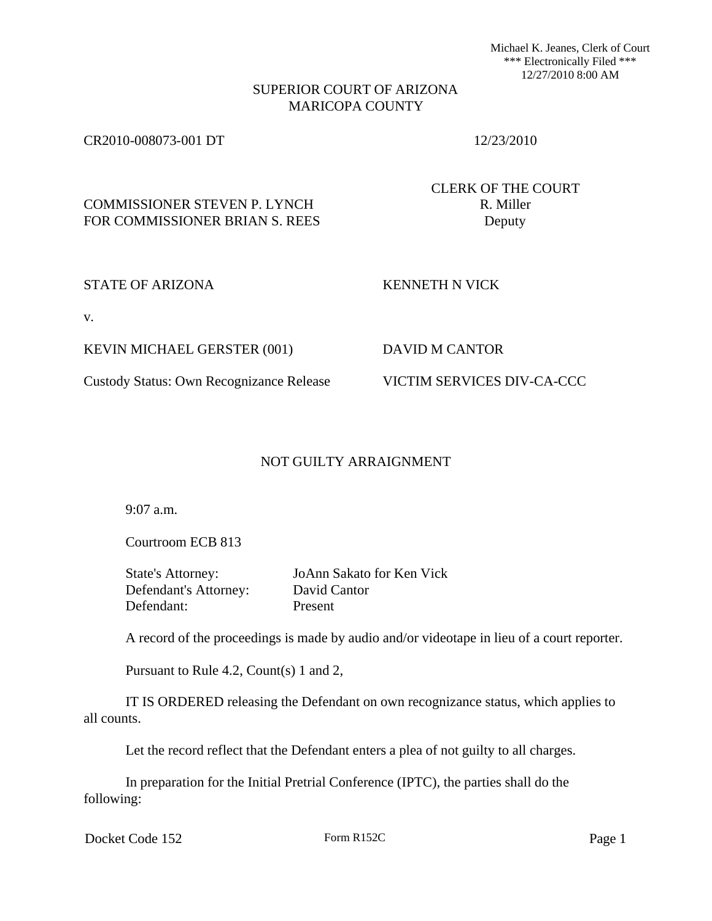Michael K. Jeanes, Clerk of Court
*** Electronically Filed ***
12/27/2010 8:00 AM

SUPERIOR COURT OF ARIZONA
MARICOPA COUNTY

CR2010-008073-001 DT 12/23/2010

COMMISSIONER STEVEN P. LYNCH
FOR COMMISSIONER BRIAN S. REES

CLERK OF THE COURT
R. Miller
Deputy

STATE OF ARIZONA

v.

KEVIN MICHAEL GERSTER (001)

Custody Status: Own Recognizance Release

KENNETH N VICK

DAVID M CANTOR

VICTIM SERVICES DIV-CA-CCC

## NOT GUILTY ARRAIGNMENT

9:07 a.m.

Courtroom ECB 813

| | |
|---|---|
| State's Attorney: | JoAnn Sakato for Ken Vick |
| Defendant's Attorney: | David Cantor |
| Defendant: | Present |

A record of the proceedings is made by audio and/or videotape in lieu of a court reporter.

Pursuant to Rule 4.2, Count(s) 1 and 2,

IT IS ORDERED releasing the Defendant on own recognizance status, which applies to all counts.

Let the record reflect that the Defendant enters a plea of not guilty to all charges.

In preparation for the Initial Pretrial Conference (IPTC), the parties shall do the following:

Docket Code 152 Form R152C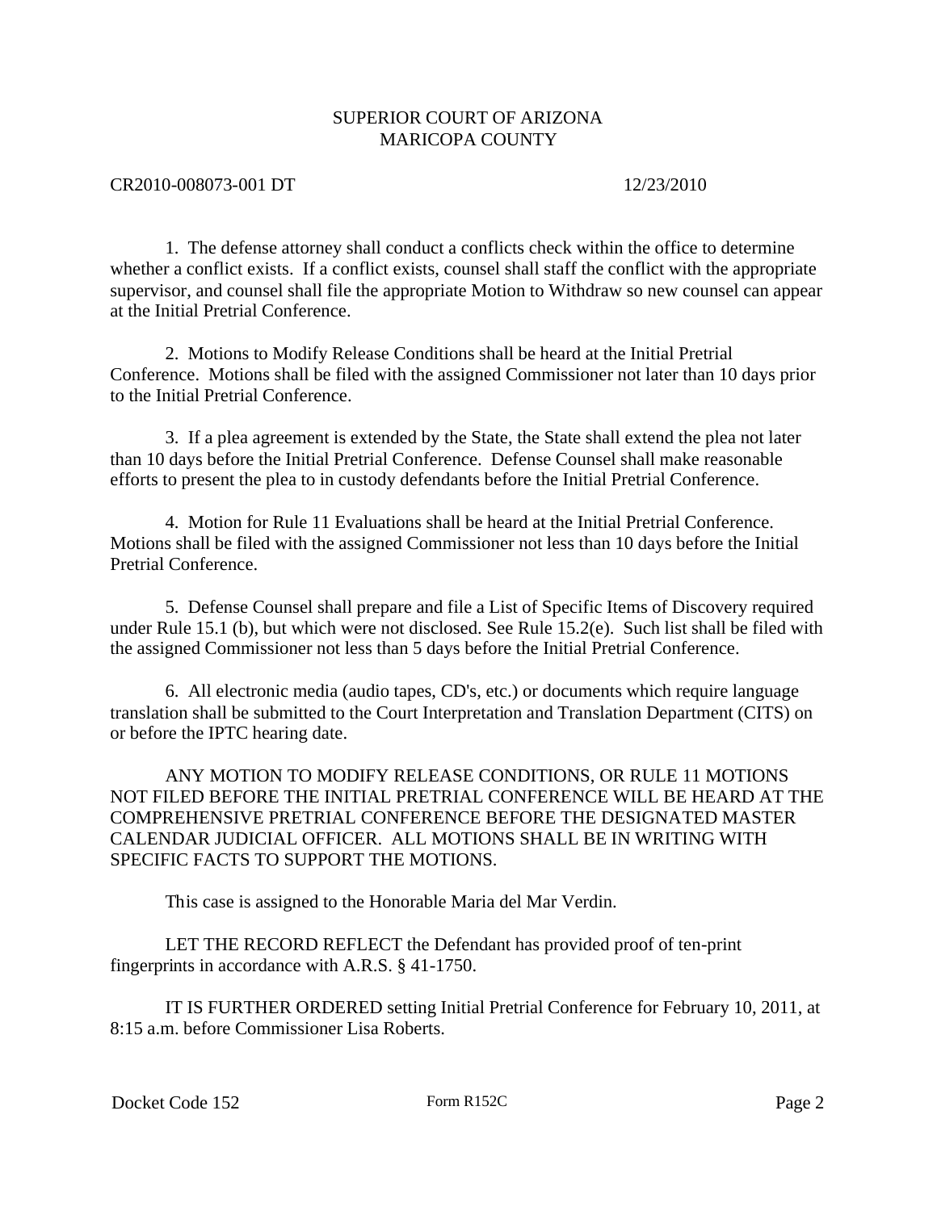SUPERIOR COURT OF ARIZONA
MARICOPA COUNTY

CR2010-008073-001 DT 12/23/2010

1. The defense attorney shall conduct a conflicts check within the office to determine whether a conflict exists. If a conflict exists, counsel shall staff the conflict with the appropriate supervisor, and counsel shall file the appropriate Motion to Withdraw so new counsel can appear at the Initial Pretrial Conference.

2. Motions to Modify Release Conditions shall be heard at the Initial Pretrial Conference. Motions shall be filed with the assigned Commissioner not later than 10 days prior to the Initial Pretrial Conference.

3. If a plea agreement is extended by the State, the State shall extend the plea not later than 10 days before the Initial Pretrial Conference. Defense Counsel shall make reasonable efforts to present the plea to in custody defendants before the Initial Pretrial Conference.

4. Motion for Rule 11 Evaluations shall be heard at the Initial Pretrial Conference. Motions shall be filed with the assigned Commissioner not less than 10 days before the Initial Pretrial Conference.

5. Defense Counsel shall prepare and file a List of Specific Items of Discovery required under Rule 15.1 (b), but which were not disclosed. See Rule 15.2(e). Such list shall be filed with the assigned Commissioner not less than 5 days before the Initial Pretrial Conference.

6. All electronic media (audio tapes, CD's, etc.) or documents which require language translation shall be submitted to the Court Interpretation and Translation Department (CITS) on or before the IPTC hearing date.

ANY MOTION TO MODIFY RELEASE CONDITIONS, OR RULE 11 MOTIONS NOT FILED BEFORE THE INITIAL PRETRIAL CONFERENCE WILL BE HEARD AT THE COMPREHENSIVE PRETRIAL CONFERENCE BEFORE THE DESIGNATED MASTER CALENDAR JUDICIAL OFFICER. ALL MOTIONS SHALL BE IN WRITING WITH SPECIFIC FACTS TO SUPPORT THE MOTIONS.

This case is assigned to the Honorable Maria del Mar Verdin.

LET THE RECORD REFLECT the Defendant has provided proof of ten-print fingerprints in accordance with A.R.S. § 41-1750.

IT IS FURTHER ORDERED setting Initial Pretrial Conference for February 10, 2011, at 8:15 a.m. before Commissioner Lisa Roberts.

Docket Code 152 Form R152C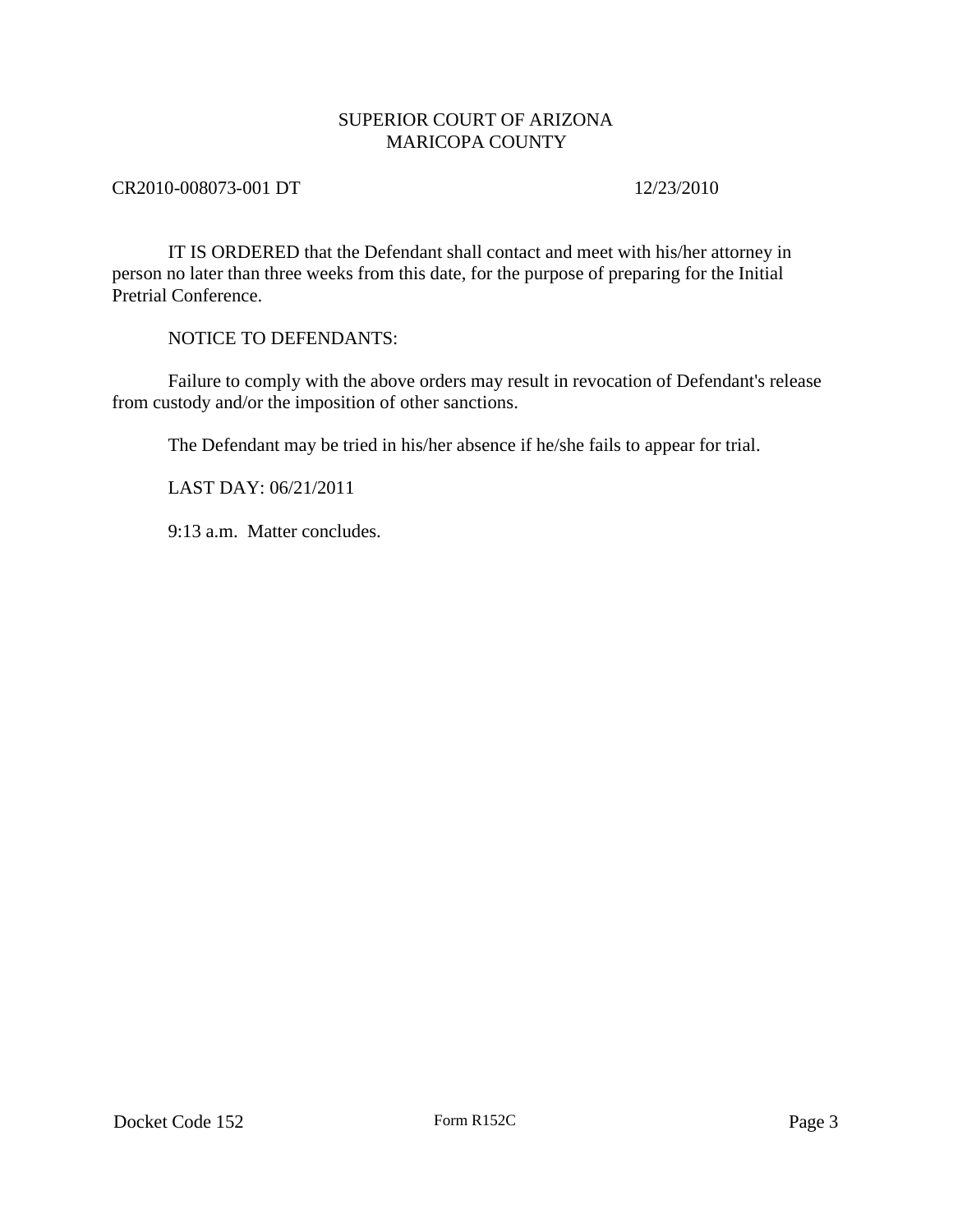SUPERIOR COURT OF ARIZONA
MARICOPA COUNTY

CR2010-008073-001 DT 12/23/2010

IT IS ORDERED that the Defendant shall contact and meet with his/her attorney in person no later than three weeks from this date, for the purpose of preparing for the Initial Pretrial Conference.

NOTICE TO DEFENDANTS:

Failure to comply with the above orders may result in revocation of Defendant's release from custody and/or the imposition of other sanctions.

The Defendant may be tried in his/her absence if he/she fails to appear for trial.

LAST DAY: 06/21/2011

9:13 a.m. Matter concludes.

Docket Code 152 Form R152C